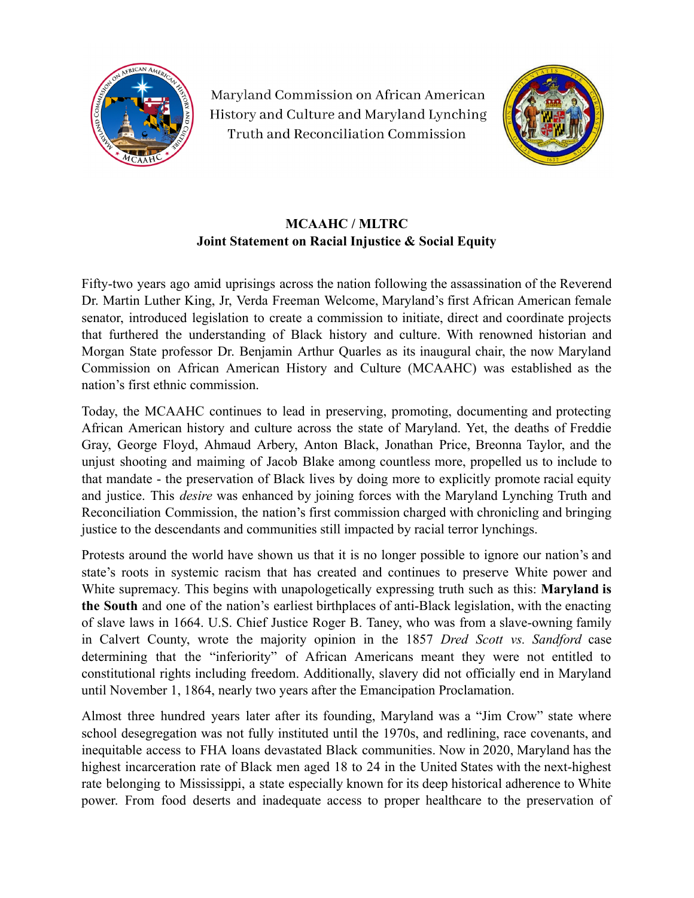Maryland Commission on African American History and Culture and Maryland Lynching Truth and Reconciliation Commission

**MCAAHC / MLTRC**
**Joint Statement on Racial Injustice & Social Equity**

Fifty-two years ago amid uprisings across the nation following the assassination of the Reverend Dr. Martin Luther King, Jr, Verda Freeman Welcome, Maryland's first African American female senator, introduced legislation to create a commission to initiate, direct and coordinate projects that furthered the understanding of Black history and culture. With renowned historian and Morgan State professor Dr. Benjamin Arthur Quarles as its inaugural chair, the now Maryland Commission on African American History and Culture (MCAAHC) was established as the nation's first ethnic commission.

Today, the MCAAHC continues to lead in preserving, promoting, documenting and protecting African American history and culture across the state of Maryland. Yet, the deaths of Freddie Gray, George Floyd, Ahmaud Arbery, Anton Black, Jonathan Price, Breonna Taylor, and the unjust shooting and maiming of Jacob Blake among countless more, propelled us to include to that mandate - the preservation of Black lives by doing more to explicitly promote racial equity and justice. This *desire* was enhanced by joining forces with the Maryland Lynching Truth and Reconciliation Commission, the nation's first commission charged with chronicling and bringing justice to the descendants and communities still impacted by racial terror lynchings.

Protests around the world have shown us that it is no longer possible to ignore our nation's and state's roots in systemic racism that has created and continues to preserve White power and White supremacy. This begins with unapologetically expressing truth such as this: **Maryland is the South** and one of the nation's earliest birthplaces of anti-Black legislation, with the enacting of slave laws in 1664. U.S. Chief Justice Roger B. Taney, who was from a slave-owning family in Calvert County, wrote the majority opinion in the 1857 *Dred Scott vs. Sandford* case determining that the "inferiority" of African Americans meant they were not entitled to constitutional rights including freedom. Additionally, slavery did not officially end in Maryland until November 1, 1864, nearly two years after the Emancipation Proclamation.

Almost three hundred years later after its founding, Maryland was a "Jim Crow" state where school desegregation was not fully instituted until the 1970s, and redlining, race covenants, and inequitable access to FHA loans devastated Black communities. Now in 2020, Maryland has the highest incarceration rate of Black men aged 18 to 24 in the United States with the next-highest rate belonging to Mississippi, a state especially known for its deep historical adherence to White power. From food deserts and inadequate access to proper healthcare to the preservation of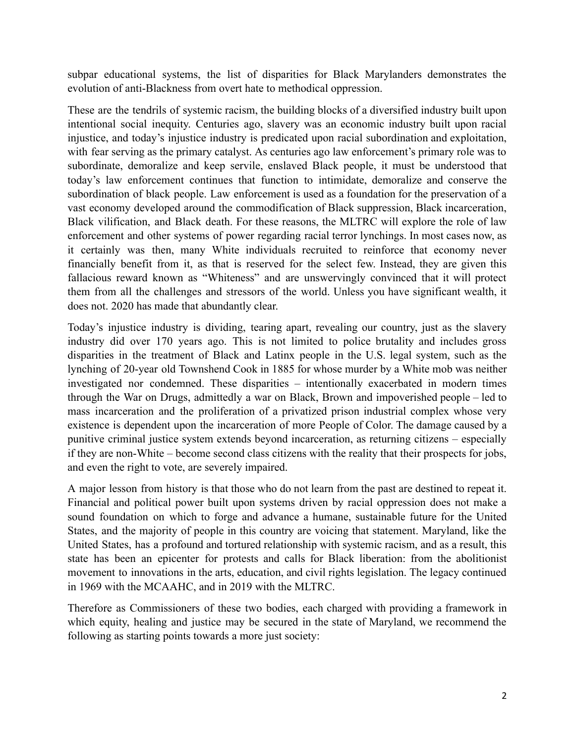subpar educational systems, the list of disparities for Black Marylanders demonstrates the evolution of anti-Blackness from overt hate to methodical oppression.

These are the tendrils of systemic racism, the building blocks of a diversified industry built upon intentional social inequity. Centuries ago, slavery was an economic industry built upon racial injustice, and today's injustice industry is predicated upon racial subordination and exploitation, with fear serving as the primary catalyst. As centuries ago law enforcement's primary role was to subordinate, demoralize and keep servile, enslaved Black people, it must be understood that today's law enforcement continues that function to intimidate, demoralize and conserve the subordination of black people. Law enforcement is used as a foundation for the preservation of a vast economy developed around the commodification of Black suppression, Black incarceration, Black vilification, and Black death. For these reasons, the MLTRC will explore the role of law enforcement and other systems of power regarding racial terror lynchings. In most cases now, as it certainly was then, many White individuals recruited to reinforce that economy never financially benefit from it, as that is reserved for the select few. Instead, they are given this fallacious reward known as "Whiteness" and are unswervingly convinced that it will protect them from all the challenges and stressors of the world. Unless you have significant wealth, it does not. 2020 has made that abundantly clear.

Today's injustice industry is dividing, tearing apart, revealing our country, just as the slavery industry did over 170 years ago. This is not limited to police brutality and includes gross disparities in the treatment of Black and Latinx people in the U.S. legal system, such as the lynching of 20-year old Townshend Cook in 1885 for whose murder by a White mob was neither investigated nor condemned. These disparities – intentionally exacerbated in modern times through the War on Drugs, admittedly a war on Black, Brown and impoverished people – led to mass incarceration and the proliferation of a privatized prison industrial complex whose very existence is dependent upon the incarceration of more People of Color. The damage caused by a punitive criminal justice system extends beyond incarceration, as returning citizens – especially if they are non-White – become second class citizens with the reality that their prospects for jobs, and even the right to vote, are severely impaired.

A major lesson from history is that those who do not learn from the past are destined to repeat it. Financial and political power built upon systems driven by racial oppression does not make a sound foundation on which to forge and advance a humane, sustainable future for the United States, and the majority of people in this country are voicing that statement. Maryland, like the United States, has a profound and tortured relationship with systemic racism, and as a result, this state has been an epicenter for protests and calls for Black liberation: from the abolitionist movement to innovations in the arts, education, and civil rights legislation. The legacy continued in 1969 with the MCAAHC, and in 2019 with the MLTRC.

Therefore as Commissioners of these two bodies, each charged with providing a framework in which equity, healing and justice may be secured in the state of Maryland, we recommend the following as starting points towards a more just society: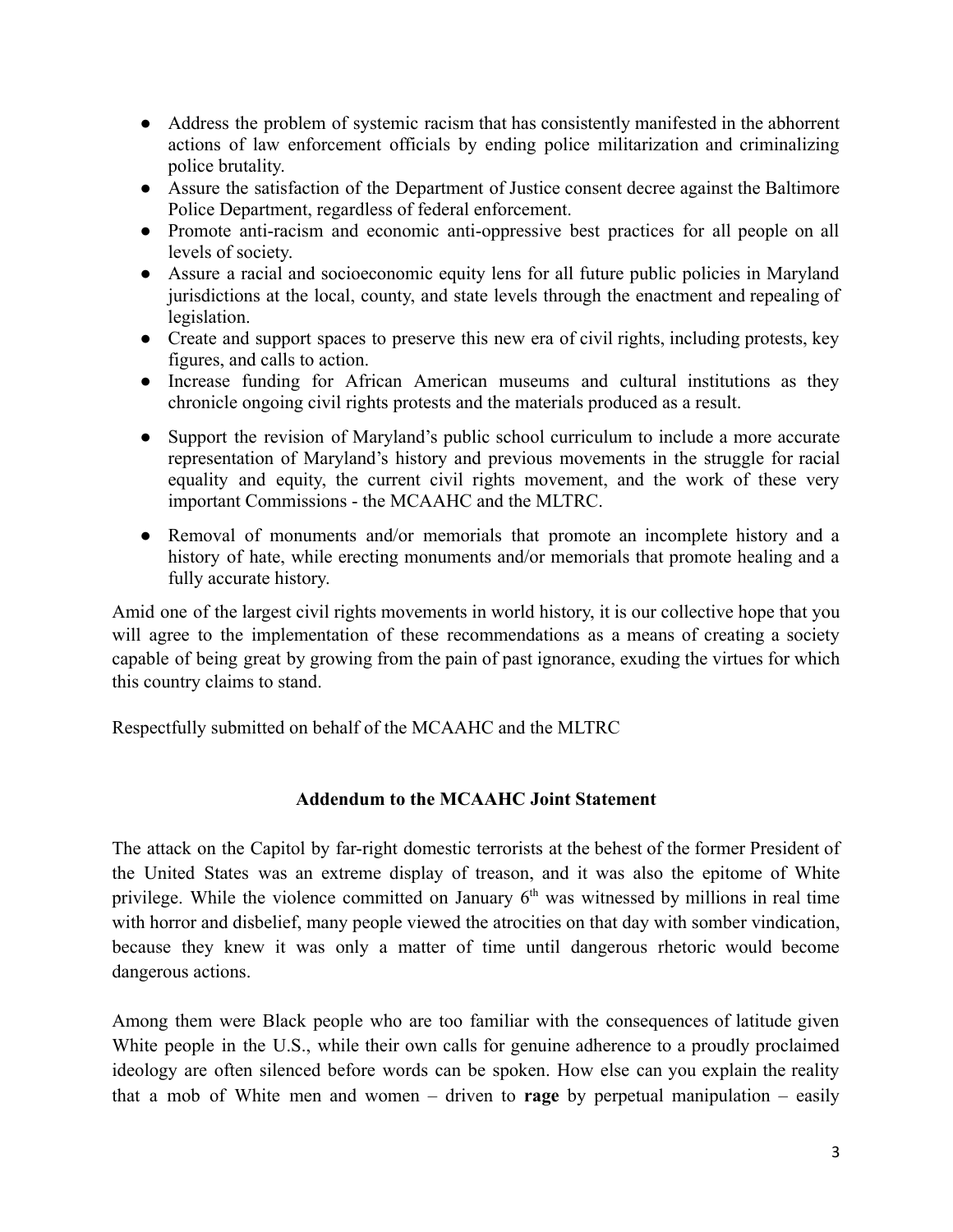- Address the problem of systemic racism that has consistently manifested in the abhorrent actions of law enforcement officials by ending police militarization and criminalizing police brutality.
- Assure the satisfaction of the Department of Justice consent decree against the Baltimore Police Department, regardless of federal enforcement.
- Promote anti-racism and economic anti-oppressive best practices for all people on all levels of society.
- Assure a racial and socioeconomic equity lens for all future public policies in Maryland jurisdictions at the local, county, and state levels through the enactment and repealing of legislation.
- Create and support spaces to preserve this new era of civil rights, including protests, key figures, and calls to action.
- Increase funding for African American museums and cultural institutions as they chronicle ongoing civil rights protests and the materials produced as a result.
- Support the revision of Maryland's public school curriculum to include a more accurate representation of Maryland's history and previous movements in the struggle for racial equality and equity, the current civil rights movement, and the work of these very important Commissions - the MCAAHC and the MLTRC.
- Removal of monuments and/or memorials that promote an incomplete history and a history of hate, while erecting monuments and/or memorials that promote healing and a fully accurate history.

Amid one of the largest civil rights movements in world history, it is our collective hope that you will agree to the implementation of these recommendations as a means of creating a society capable of being great by growing from the pain of past ignorance, exuding the virtues for which this country claims to stand.

Respectfully submitted on behalf of the MCAAHC and the MLTRC

**Addendum to the MCAAHC Joint Statement**

The attack on the Capitol by far-right domestic terrorists at the behest of the former President of the United States was an extreme display of treason, and it was also the epitome of White privilege. While the violence committed on January 6th was witnessed by millions in real time with horror and disbelief, many people viewed the atrocities on that day with somber vindication, because they knew it was only a matter of time until dangerous rhetoric would become dangerous actions.

Among them were Black people who are too familiar with the consequences of latitude given White people in the U.S., while their own calls for genuine adherence to a proudly proclaimed ideology are often silenced before words can be spoken. How else can you explain the reality that a mob of White men and women – driven to **rage** by perpetual manipulation – easily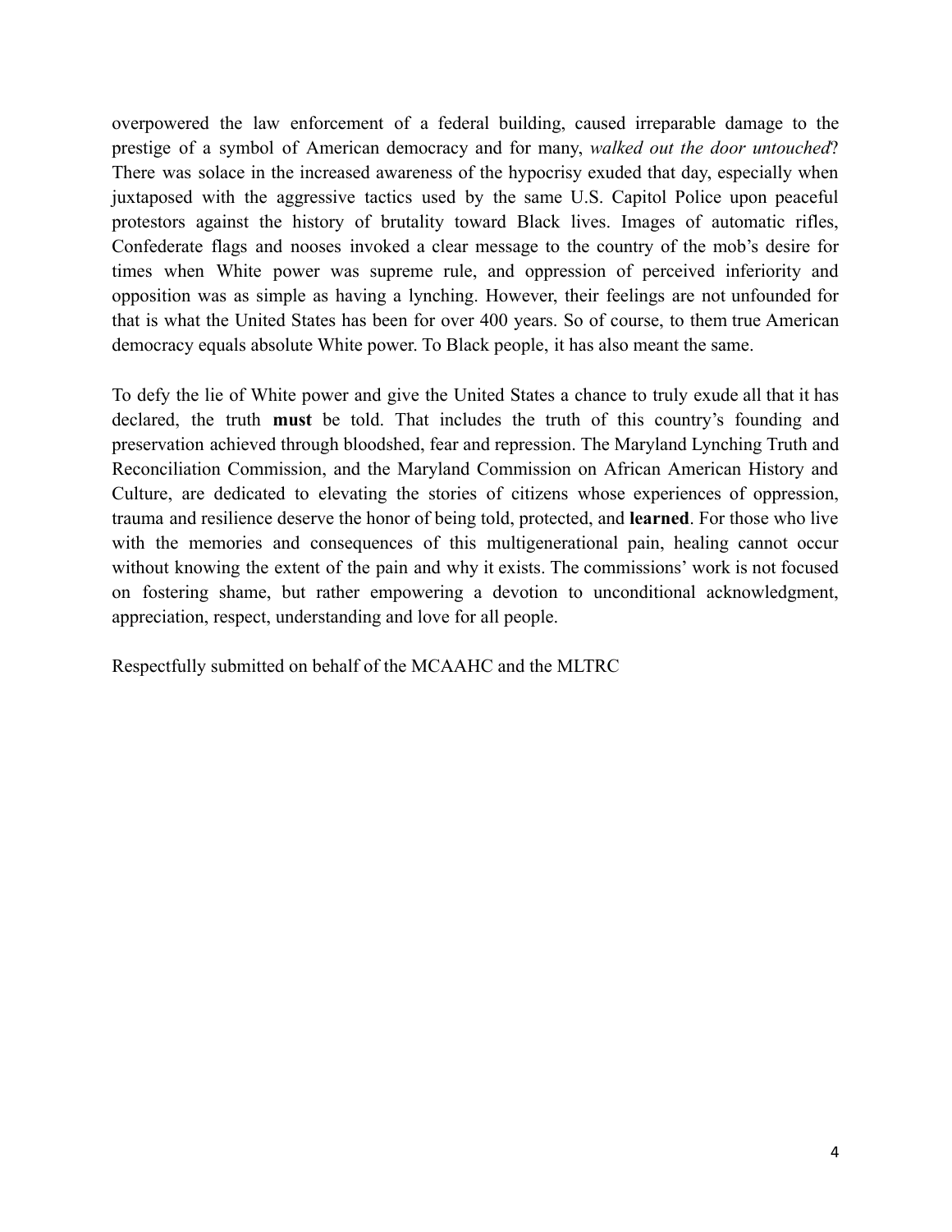overpowered the law enforcement of a federal building, caused irreparable damage to the prestige of a symbol of American democracy and for many, *walked out the door untouched*? There was solace in the increased awareness of the hypocrisy exuded that day, especially when juxtaposed with the aggressive tactics used by the same U.S. Capitol Police upon peaceful protestors against the history of brutality toward Black lives. Images of automatic rifles, Confederate flags and nooses invoked a clear message to the country of the mob's desire for times when White power was supreme rule, and oppression of perceived inferiority and opposition was as simple as having a lynching. However, their feelings are not unfounded for that is what the United States has been for over 400 years. So of course, to them true American democracy equals absolute White power. To Black people, it has also meant the same.

To defy the lie of White power and give the United States a chance to truly exude all that it has declared, the truth **must** be told. That includes the truth of this country's founding and preservation achieved through bloodshed, fear and repression. The Maryland Lynching Truth and Reconciliation Commission, and the Maryland Commission on African American History and Culture, are dedicated to elevating the stories of citizens whose experiences of oppression, trauma and resilience deserve the honor of being told, protected, and **learned**. For those who live with the memories and consequences of this multigenerational pain, healing cannot occur without knowing the extent of the pain and why it exists. The commissions' work is not focused on fostering shame, but rather empowering a devotion to unconditional acknowledgment, appreciation, respect, understanding and love for all people.

Respectfully submitted on behalf of the MCAAHC and the MLTRC